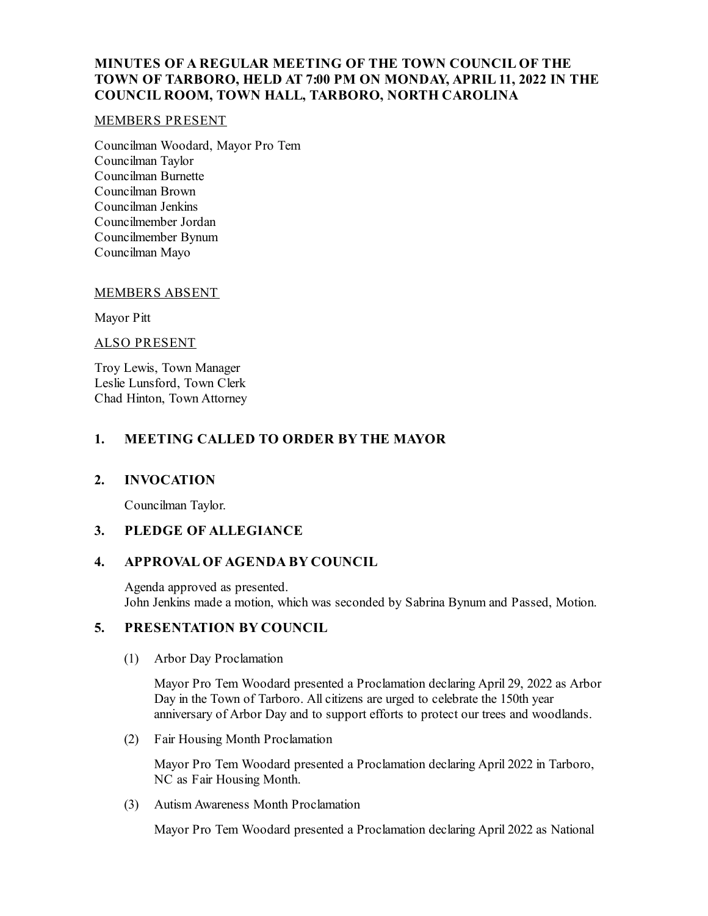# MINUTES OF A REGULAR MEETING OF THE TOWN COUNCIL OF THE TOWN OF TARBORO, HELD AT 7:00 PM ON MONDAY, APRIL 11, 2022 IN THE COUNCIL ROOM, TOWN HALL, TARBORO, NORTH CAROLINA

MEMBERS PRESENT

Councilman Woodard, Mayor Pro Tem
Councilman Taylor
Councilman Burnette
Councilman Brown
Councilman Jenkins
Councilmember Jordan
Councilmember Bynum
Councilman Mayo

MEMBERS ABSENT

Mayor Pitt

ALSO PRESENT

Troy Lewis, Town Manager
Leslie Lunsford, Town Clerk
Chad Hinton, Town Attorney

## 1. MEETING CALLED TO ORDER BY THE MAYOR

## 2. INVOCATION

Councilman Taylor.

## 3. PLEDGE OF ALLEGIANCE

## 4. APPROVAL OF AGENDA BY COUNCIL

Agenda approved as presented.
John Jenkins made a motion, which was seconded by Sabrina Bynum and Passed, Motion.

## 5. PRESENTATION BY COUNCIL

(1) Arbor Day Proclamation

Mayor Pro Tem Woodard presented a Proclamation declaring April 29, 2022 as Arbor Day in the Town of Tarboro. All citizens are urged to celebrate the 150th year anniversary of Arbor Day and to support efforts to protect our trees and woodlands.

(2) Fair Housing Month Proclamation

Mayor Pro Tem Woodard presented a Proclamation declaring April 2022 in Tarboro, NC as Fair Housing Month.

(3) Autism Awareness Month Proclamation

Mayor Pro Tem Woodard presented a Proclamation declaring April 2022 as National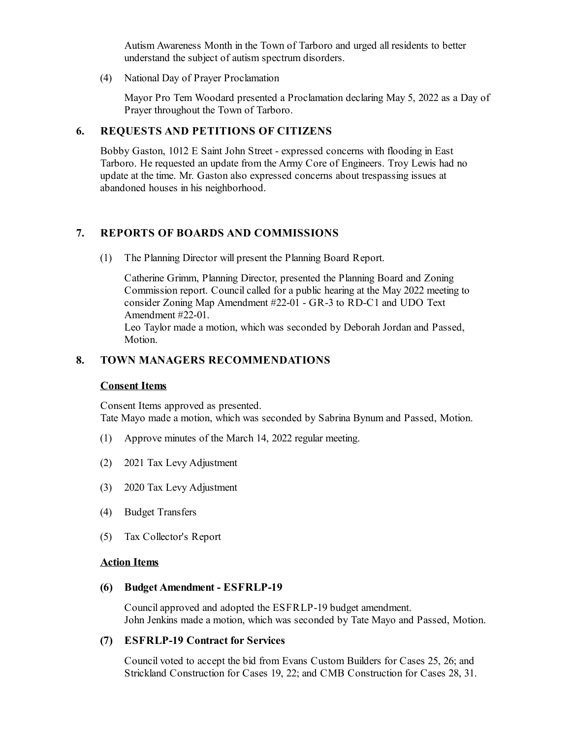Autism Awareness Month in the Town of Tarboro and urged all residents to better understand the subject of autism spectrum disorders.

(4) National Day of Prayer Proclamation

Mayor Pro Tem Woodard presented a Proclamation declaring May 5, 2022 as a Day of Prayer throughout the Town of Tarboro.

## 6. REQUESTS AND PETITIONS OF CITIZENS

Bobby Gaston, 1012 E Saint John Street - expressed concerns with flooding in East Tarboro. He requested an update from the Army Core of Engineers. Troy Lewis had no update at the time. Mr. Gaston also expressed concerns about trespassing issues at abandoned houses in his neighborhood.

## 7. REPORTS OF BOARDS AND COMMISSIONS

(1) The Planning Director will present the Planning Board Report.

Catherine Grimm, Planning Director, presented the Planning Board and Zoning Commission report. Council called for a public hearing at the May 2022 meeting to consider Zoning Map Amendment #22-01 - GR-3 to RD-C1 and UDO Text Amendment #22-01.
Leo Taylor made a motion, which was seconded by Deborah Jordan and Passed, Motion.

## 8. TOWN MANAGERS RECOMMENDATIONS

**Consent Items**

Consent Items approved as presented.
Tate Mayo made a motion, which was seconded by Sabrina Bynum and Passed, Motion.

(1) Approve minutes of the March 14, 2022 regular meeting.

(2) 2021 Tax Levy Adjustment

(3) 2020 Tax Levy Adjustment

(4) Budget Transfers

(5) Tax Collector's Report

**Action Items**

**(6) Budget Amendment - ESFRLP-19**

Council approved and adopted the ESFRLP-19 budget amendment.
John Jenkins made a motion, which was seconded by Tate Mayo and Passed, Motion.

**(7) ESFRLP-19 Contract for Services**

Council voted to accept the bid from Evans Custom Builders for Cases 25, 26; and Strickland Construction for Cases 19, 22; and CMB Construction for Cases 28, 31.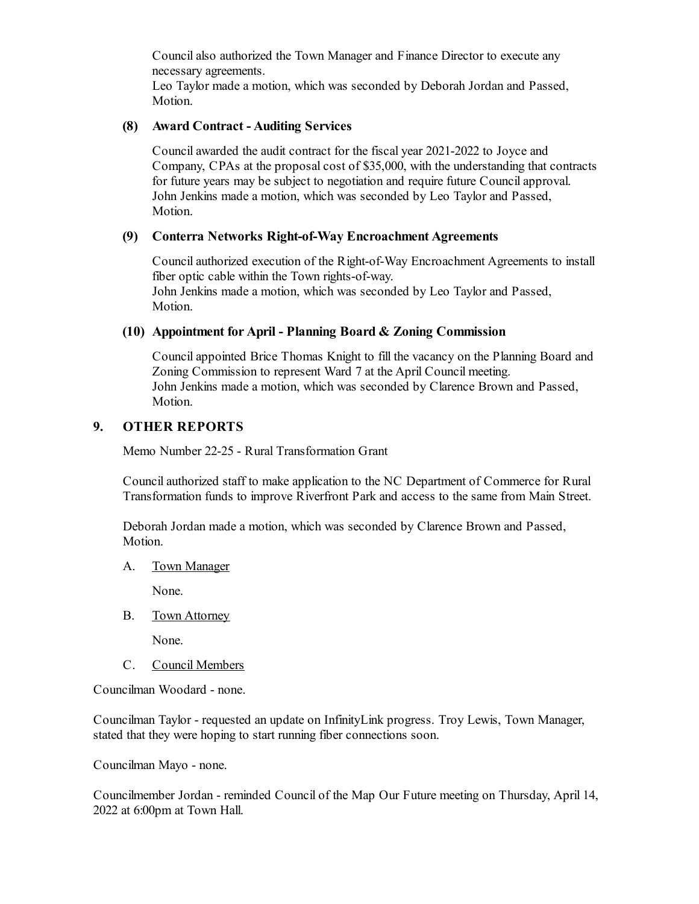Council also authorized the Town Manager and Finance Director to execute any necessary agreements.
Leo Taylor made a motion, which was seconded by Deborah Jordan and Passed, Motion.

**(8) Award Contract - Auditing Services**

Council awarded the audit contract for the fiscal year 2021-2022 to Joyce and Company, CPAs at the proposal cost of $35,000, with the understanding that contracts for future years may be subject to negotiation and require future Council approval.
John Jenkins made a motion, which was seconded by Leo Taylor and Passed, Motion.

**(9) Conterra Networks Right-of-Way Encroachment Agreements**

Council authorized execution of the Right-of-Way Encroachment Agreements to install fiber optic cable within the Town rights-of-way.
John Jenkins made a motion, which was seconded by Leo Taylor and Passed, Motion.

**(10) Appointment for April - Planning Board & Zoning Commission**

Council appointed Brice Thomas Knight to fill the vacancy on the Planning Board and Zoning Commission to represent Ward 7 at the April Council meeting.
John Jenkins made a motion, which was seconded by Clarence Brown and Passed, Motion.

## 9. OTHER REPORTS

Memo Number 22-25 - Rural Transformation Grant

Council authorized staff to make application to the NC Department of Commerce for Rural Transformation funds to improve Riverfront Park and access to the same from Main Street.

Deborah Jordan made a motion, which was seconded by Clarence Brown and Passed, Motion.

A. Town Manager

None.

B. Town Attorney

None.

C. Council Members

Councilman Woodard - none.

Councilman Taylor - requested an update on InfinityLink progress. Troy Lewis, Town Manager, stated that they were hoping to start running fiber connections soon.

Councilman Mayo - none.

Councilmember Jordan - reminded Council of the Map Our Future meeting on Thursday, April 14, 2022 at 6:00pm at Town Hall.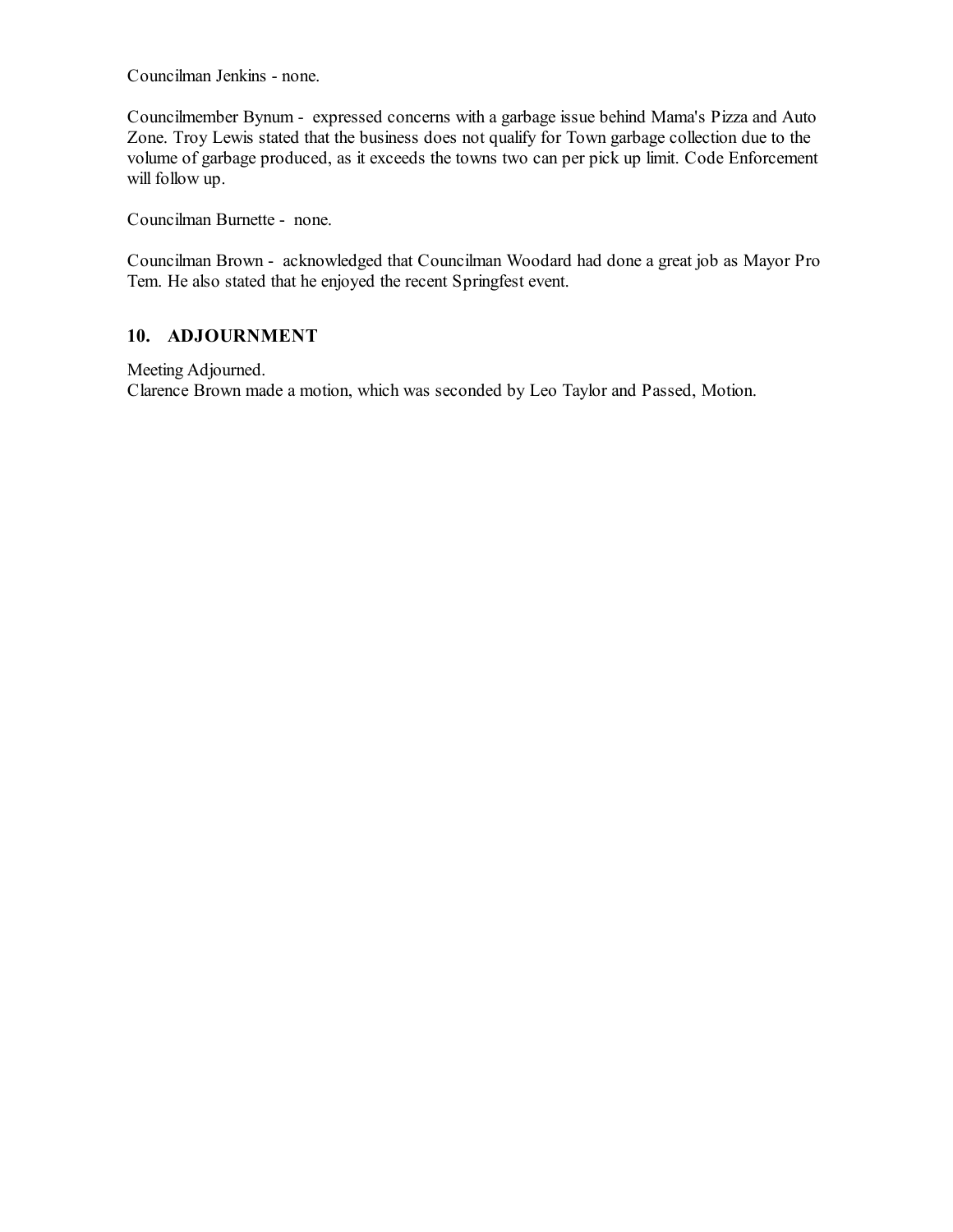Councilman Jenkins - none.

Councilmember Bynum - expressed concerns with a garbage issue behind Mama's Pizza and Auto Zone. Troy Lewis stated that the business does not qualify for Town garbage collection due to the volume of garbage produced, as it exceeds the towns two can per pick up limit. Code Enforcement will follow up.

Councilman Burnette - none.

Councilman Brown - acknowledged that Councilman Woodard had done a great job as Mayor Pro Tem. He also stated that he enjoyed the recent Springfest event.

## 10. ADJOURNMENT

Meeting Adjourned.
Clarence Brown made a motion, which was seconded by Leo Taylor and Passed, Motion.